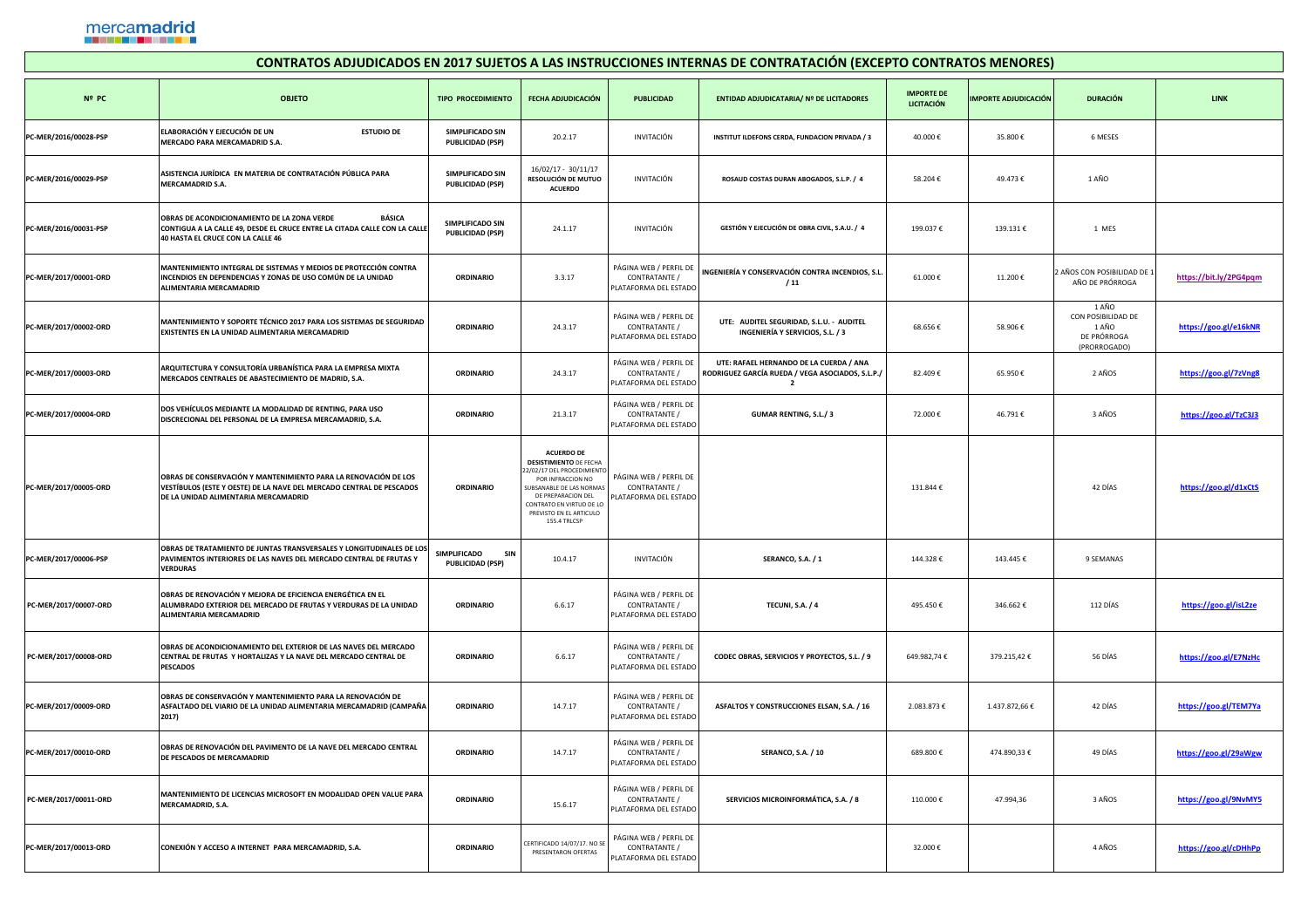mercamadrid

# CONTRATOS ADJUDICADOS EN 2017 SUJETOS A LAS INSTRUCCIONES INTERNAS DE CONTRATACIÓN (EXCEPTO CONTRATOS MENORES)

| Nº PC | OBJETO | TIPO PROCEDIMIENTO | FECHA ADJUDICACIÓN | PUBLICIDAD | ENTIDAD ADJUDICATARIA/ Nº DE LICITADORES | IMPORTE DE LICITACIÓN | IMPORTE ADJUDICACIÓN | DURACIÓN | LINK |
|---|---|---|---|---|---|---|---|---|---|
| PC-MER/2016/00028-PSP | ELABORACIÓN Y EJECUCIÓN DE UN ESTUDIO DE MERCADO PARA MERCAMADRID S.A. | SIMPLIFICADO SIN PUBLICIDAD (PSP) | 20.2.17 | INVITACIÓN | INSTITUT ILDEFONS CERDA, FUNDACION PRIVADA / 3 | 40.000 € | 35.800 € | 6 MESES | |
| PC-MER/2016/00029-PSP | ASISTENCIA JURÍDICA EN MATERIA DE CONTRATACIÓN PÚBLICA PARA MERCAMADRID S.A. | SIMPLIFICADO SIN PUBLICIDAD (PSP) | 16/02/17 - 30/11/17 RESOLUCIÓN DE MUTUO ACUERDO | INVITACIÓN | ROSAUD COSTAS DURAN ABOGADOS, S.L.P. / 4 | 58.204 € | 49.473 € | 1 AÑO | |
| PC-MER/2016/00031-PSP | OBRAS DE ACONDICIONAMIENTO DE LA ZONA VERDE BÁSICA CONTIGUA A LA CALLE 49, DESDE EL CRUCE ENTRE LA CITADA CALLE CON LA CALLE 40 HASTA EL CRUCE CON LA CALLE 46 | SIMPLIFICADO SIN PUBLICIDAD (PSP) | 24.1.17 | INVITACIÓN | GESTIÓN Y EJECUCIÓN DE OBRA CIVIL, S.A.U. / 4 | 199.037 € | 139.131 € | 1 MES | |
| PC-MER/2017/00001-ORD | MANTENIMIENTO INTEGRAL DE SISTEMAS Y MEDIOS DE PROTECCIÓN CONTRA INCENDIOS EN DEPENDENCIAS Y ZONAS DE USO COMÚN DE LA UNIDAD ALIMENTARIA MERCAMADRID | ORDINARIO | 3.3.17 | PÁGINA WEB / PERFIL DE CONTRATANTE / PLATAFORMA DEL ESTADO | INGENIERÍA Y CONSERVACIÓN CONTRA INCENDIOS, S.L. / 11 | 61.000 € | 11.200 € | 2 AÑOS CON POSIBILIDAD DE 1 AÑO DE PRÓRROGA | https://bit.ly/2PG4pqm |
| PC-MER/2017/00002-ORD | MANTENIMIENTO Y SOPORTE TÉCNICO 2017 PARA LOS SISTEMAS DE SEGURIDAD EXISTENTES EN LA UNIDAD ALIMENTARIA MERCAMADRID | ORDINARIO | 24.3.17 | PÁGINA WEB / PERFIL DE CONTRATANTE / PLATAFORMA DEL ESTADO | UTE: AUDITEL SEGURIDAD, S.L.U. - AUDITEL INGENIERÍA Y SERVICIOS, S.L. / 3 | 68.656 € | 58.906 € | 1 AÑO CON POSIBILIDAD DE 1 AÑO DE PRÓRROGA (PRORROGADO) | https://goo.gl/e16kNR |
| PC-MER/2017/00003-ORD | ARQUITECTURA Y CONSULTORÍA URBANÍSTICA PARA LA EMPRESA MIXTA MERCADOS CENTRALES DE ABASTECIMIENTO DE MADRID, S.A. | ORDINARIO | 24.3.17 | PÁGINA WEB / PERFIL DE CONTRATANTE / PLATAFORMA DEL ESTADO | UTE: RAFAEL HERNANDO DE LA CUERDA / ANA RODRIGUEZ GARCÍA RUEDA / VEGA ASOCIADOS, S.L.P./ 2 | 82.409 € | 65.950 € | 2 AÑOS | https://goo.gl/7zVng8 |
| PC-MER/2017/00004-ORD | DOS VEHÍCULOS MEDIANTE LA MODALIDAD DE RENTING, PARA USO DISCRECIONAL DEL PERSONAL DE LA EMPRESA MERCAMADRID, S.A. | ORDINARIO | 21.3.17 | PÁGINA WEB / PERFIL DE CONTRATANTE / PLATAFORMA DEL ESTADO | GUMAR RENTING, S.L./ 3 | 72.000 € | 46.791 € | 3 AÑOS | https://goo.gl/TzC3J3 |
| PC-MER/2017/00005-ORD | OBRAS DE CONSERVACIÓN Y MANTENIMIENTO PARA LA RENOVACIÓN DE LOS VESTÍBULOS (ESTE Y OESTE) DE LA NAVE DEL MERCADO CENTRAL DE PESCADOS DE LA UNIDAD ALIMENTARIA MERCAMADRID | ORDINARIO | **ACUERDO DE DESISTIMIENTO** DE FECHA 22/02/17 DEL PROCEDIMIENTO POR INFRACCION NO SUBSANABLE DE LAS NORMAS DE PREPARACION DEL CONTRATO EN VIRTUD DE LO PREVISTO EN EL ARTICULO 155.4 TRLCSP | PÁGINA WEB / PERFIL DE CONTRATANTE / PLATAFORMA DEL ESTADO | | 131.844 € | | 42 DÍAS | https://goo.gl/d1xCtS |
| PC-MER/2017/00006-PSP | OBRAS DE TRATAMIENTO DE JUNTAS TRANSVERSALES Y LONGITUDINALES DE LOS PAVIMENTOS INTERIORES DE LAS NAVES DEL MERCADO CENTRAL DE FRUTAS Y VERDURAS | SIMPLIFICADO SIN PUBLICIDAD (PSP) | 10.4.17 | INVITACIÓN | SERANCO, S.A. / 1 | 144.328 € | 143.445 € | 9 SEMANAS | |
| PC-MER/2017/00007-ORD | OBRAS DE RENOVACIÓN Y MEJORA DE EFICIENCIA ENERGÉTICA EN EL ALUMBRADO EXTERIOR DEL MERCADO DE FRUTAS Y VERDURAS DE LA UNIDAD ALIMENTARIA MERCAMADRID | ORDINARIO | 6.6.17 | PÁGINA WEB / PERFIL DE CONTRATANTE / PLATAFORMA DEL ESTADO | TECUNI, S.A. / 4 | 495.450 € | 346.662 € | 112 DÍAS | https://goo.gl/isL2ze |
| PC-MER/2017/00008-ORD | OBRAS DE ACONDICIONAMIENTO DEL EXTERIOR DE LAS NAVES DEL MERCADO CENTRAL DE FRUTAS Y HORTALIZAS Y LA NAVE DEL MERCADO CENTRAL DE PESCADOS | ORDINARIO | 6.6.17 | PÁGINA WEB / PERFIL DE CONTRATANTE / PLATAFORMA DEL ESTADO | CODEC OBRAS, SERVICIOS Y PROYECTOS, S.L. / 9 | 649.982,74 € | 379.215,42 € | 56 DÍAS | https://goo.gl/E7NzHc |
| PC-MER/2017/00009-ORD | OBRAS DE CONSERVACIÓN Y MANTENIMIENTO PARA LA RENOVACIÓN DE ASFALTADO DEL VIARIO DE LA UNIDAD ALIMENTARIA MERCAMADRID (CAMPAÑA 2017) | ORDINARIO | 14.7.17 | PÁGINA WEB / PERFIL DE CONTRATANTE / PLATAFORMA DEL ESTADO | ASFALTOS Y CONSTRUCCIONES ELSAN, S.A. / 16 | 2.083.873 € | 1.437.872,66 € | 42 DÍAS | https://goo.gl/TEM7Ya |
| PC-MER/2017/00010-ORD | OBRAS DE RENOVACIÓN DEL PAVIMENTO DE LA NAVE DEL MERCADO CENTRAL DE PESCADOS DE MERCAMADRID | ORDINARIO | 14.7.17 | PÁGINA WEB / PERFIL DE CONTRATANTE / PLATAFORMA DEL ESTADO | SERANCO, S.A. / 10 | 689.800 € | 474.890,33 € | 49 DÍAS | https://goo.gl/29aWgw |
| PC-MER/2017/00011-ORD | MANTENIMIENTO DE LICENCIAS MICROSOFT EN MODALIDAD OPEN VALUE PARA MERCAMADRID, S.A. | ORDINARIO | 15.6.17 | PÁGINA WEB / PERFIL DE CONTRATANTE / PLATAFORMA DEL ESTADO | SERVICIOS MICROINFORMÁTICA, S.A. / 8 | 110.000 € | 47.994,36 | 3 AÑOS | https://goo.gl/9NvMY5 |
| PC-MER/2017/00013-ORD | CONEXIÓN Y ACCESO A INTERNET PARA MERCAMADRID, S.A. | ORDINARIO | CERTIFICADO 14/07/17. NO SE PRESENTARON OFERTAS | PÁGINA WEB / PERFIL DE CONTRATANTE / PLATAFORMA DEL ESTADO | | 32.000 € | | 4 AÑOS | https://goo.gl/cDHhPp |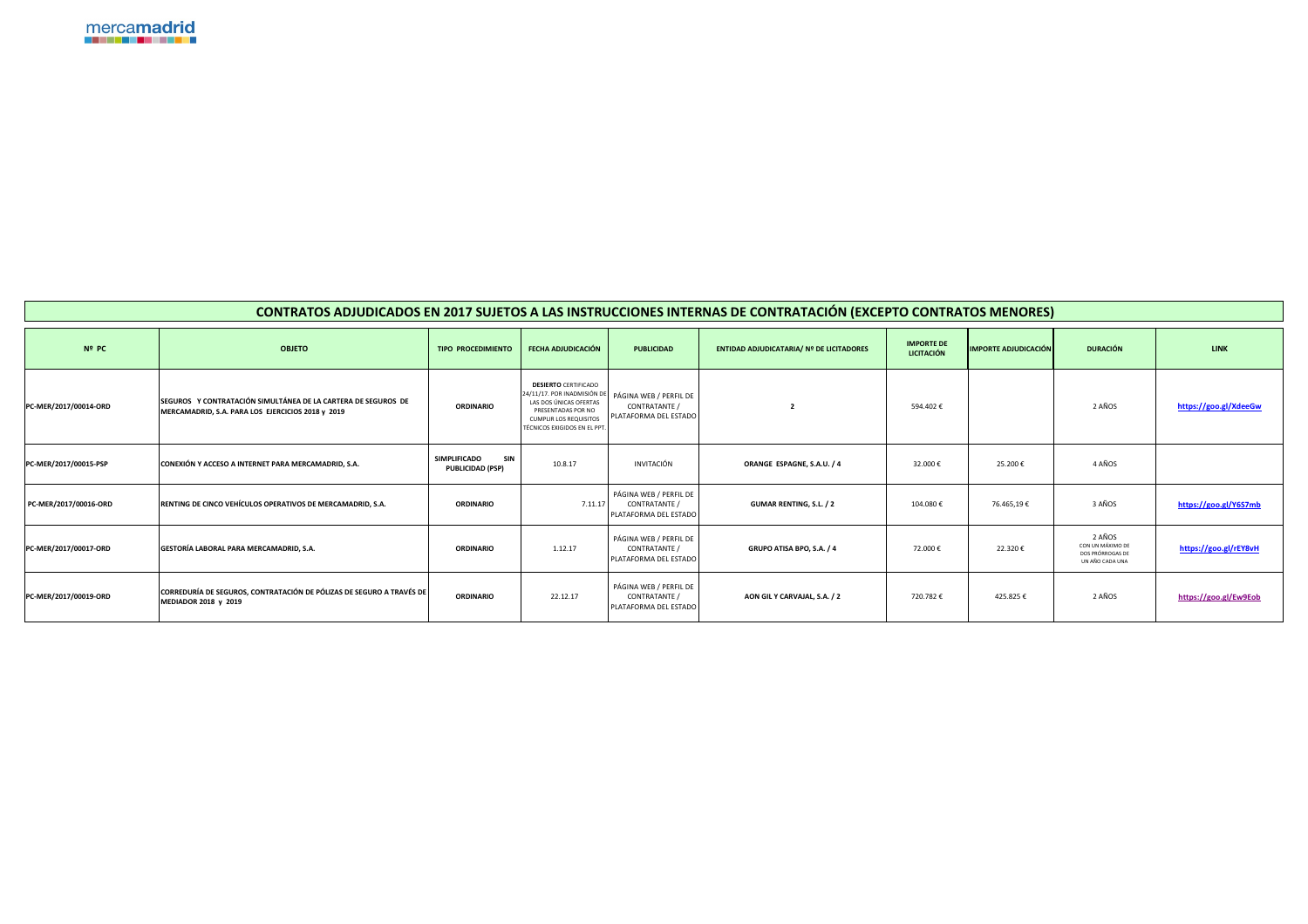## CONTRATOS ADJUDICADOS EN 2017 SUJETOS A LAS INSTRUCCIONES INTERNAS DE CONTRATACIÓN (EXCEPTO CONTRATOS MENORES)

| Nº PC | OBJETO | TIPO PROCEDIMIENTO | FECHA ADJUDICACIÓN | PUBLICIDAD | ENTIDAD ADJUDICATARIA/ Nº DE LICITADORES | IMPORTE DE LICITACIÓN | IMPORTE ADJUDICACIÓN | DURACIÓN | LINK |
|---|---|---|---|---|---|---|---|---|---|
| PC-MER/2017/00014-ORD | SEGUROS Y CONTRATACIÓN SIMULTÁNEA DE LA CARTERA DE SEGUROS DE MERCAMADRID, S.A. PARA LOS EJERCICIOS 2018 y 2019 | ORDINARIO | **DESIERTO** CERTIFICADO 24/11/17. POR INADMISIÓN DE LAS DOS ÚNICAS OFERTAS PRESENTADAS POR NO CUMPLIR LOS REQUISITOS TÉCNICOS EXIGIDOS EN EL PPT. | PÁGINA WEB / PERFIL DE CONTRATANTE / PLATAFORMA DEL ESTADO | **2** | 594.402 € | | 2 AÑOS | https://goo.gl/XdeeGw |
| PC-MER/2017/00015-PSP | CONEXIÓN Y ACCESO A INTERNET PARA MERCAMADRID, S.A. | SIMPLIFICADO SIN PUBLICIDAD (PSP) | 10.8.17 | INVITACIÓN | **ORANGE ESPAGNE, S.A.U. / 4** | 32.000 € | 25.200 € | 4 AÑOS | |
| PC-MER/2017/00016-ORD | RENTING DE CINCO VEHÍCULOS OPERATIVOS DE MERCAMADRID, S.A. | ORDINARIO | 7.11.17 | PÁGINA WEB / PERFIL DE CONTRATANTE / PLATAFORMA DEL ESTADO | **GUMAR RENTING, S.L. / 2** | 104.080 € | 76.465,19 € | 3 AÑOS | https://goo.gl/Y6S7mb |
| PC-MER/2017/00017-ORD | GESTORÍA LABORAL PARA MERCAMADRID, S.A. | ORDINARIO | 1.12.17 | PÁGINA WEB / PERFIL DE CONTRATANTE / PLATAFORMA DEL ESTADO | **GRUPO ATISA BPO, S.A. / 4** | 72.000 € | 22.320 € | 2 AÑOS CON UN MÁXIMO DE DOS PRÓRROGAS DE UN AÑO CADA UNA | https://goo.gl/rEY8vH |
| PC-MER/2017/00019-ORD | CORREDURÍA DE SEGUROS, CONTRATACIÓN DE PÓLIZAS DE SEGURO A TRAVÉS DE MEDIADOR 2018 y 2019 | ORDINARIO | 22.12.17 | PÁGINA WEB / PERFIL DE CONTRATANTE / PLATAFORMA DEL ESTADO | **AON GIL Y CARVAJAL, S.A. / 2** | 720.782 € | 425.825 € | 2 AÑOS | https://goo.gl/Ew9Eob |